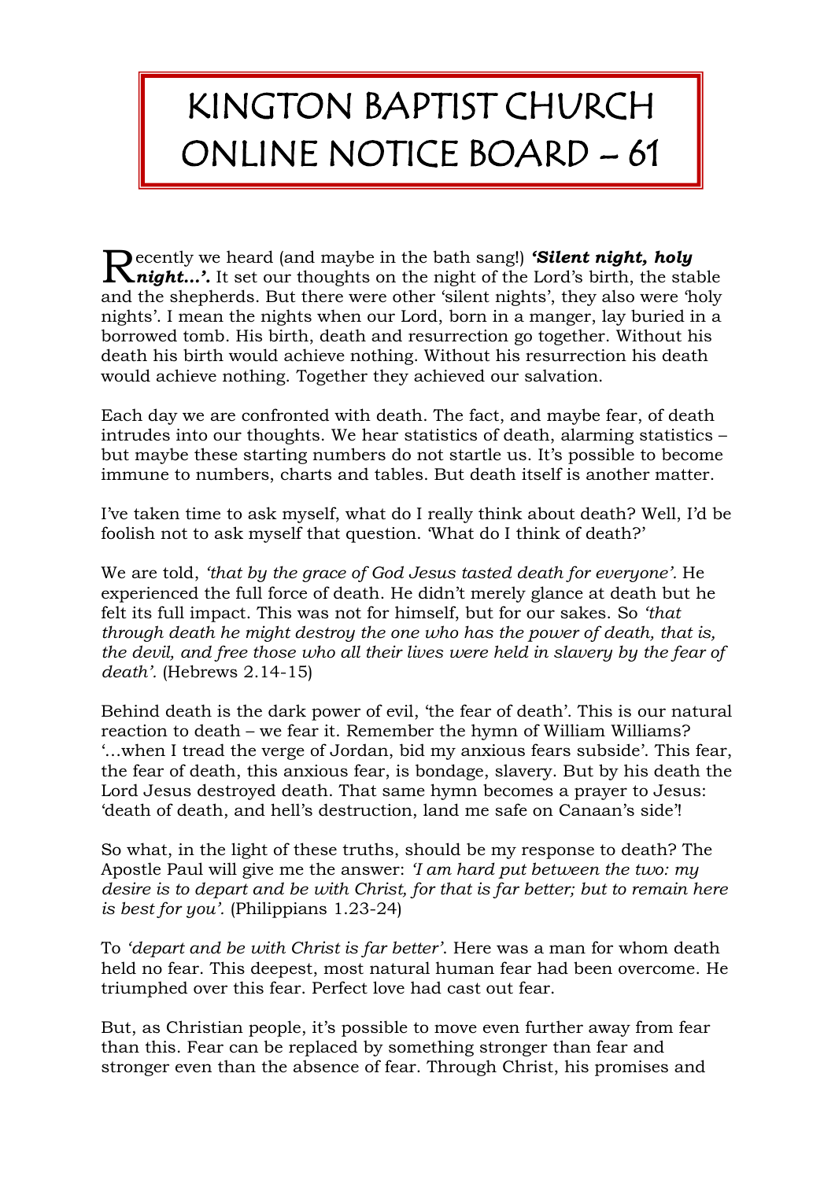# KINGTON BAPTIST CHURCH ONLINE NOTICE BOARD – 61

Recently we heard (and maybe in the bath sang!) ***'Silent night, holy night…'.*** It set our thoughts on the night of the Lord's birth, the stable and the shepherds. But there were other 'silent nights', they also were 'holy nights'. I mean the nights when our Lord, born in a manger, lay buried in a borrowed tomb. His birth, death and resurrection go together. Without his death his birth would achieve nothing. Without his resurrection his death would achieve nothing. Together they achieved our salvation.

Each day we are confronted with death. The fact, and maybe fear, of death intrudes into our thoughts. We hear statistics of death, alarming statistics – but maybe these starting numbers do not startle us. It's possible to become immune to numbers, charts and tables. But death itself is another matter.

I've taken time to ask myself, what do I really think about death? Well, I'd be foolish not to ask myself that question. 'What do I think of death?'

We are told, *'that by the grace of God Jesus tasted death for everyone'.* He experienced the full force of death. He didn't merely glance at death but he felt its full impact. This was not for himself, but for our sakes. So *'that through death he might destroy the one who has the power of death, that is, the devil, and free those who all their lives were held in slavery by the fear of death'.* (Hebrews 2.14-15)

Behind death is the dark power of evil, 'the fear of death'. This is our natural reaction to death – we fear it. Remember the hymn of William Williams? '…when I tread the verge of Jordan, bid my anxious fears subside'. This fear, the fear of death, this anxious fear, is bondage, slavery. But by his death the Lord Jesus destroyed death. That same hymn becomes a prayer to Jesus: 'death of death, and hell's destruction, land me safe on Canaan's side'!

So what, in the light of these truths, should be my response to death? The Apostle Paul will give me the answer: *'I am hard put between the two: my desire is to depart and be with Christ, for that is far better; but to remain here is best for you'.* (Philippians 1.23-24)

To *'depart and be with Christ is far better'*. Here was a man for whom death held no fear. This deepest, most natural human fear had been overcome. He triumphed over this fear. Perfect love had cast out fear.

But, as Christian people, it's possible to move even further away from fear than this. Fear can be replaced by something stronger than fear and stronger even than the absence of fear. Through Christ, his promises and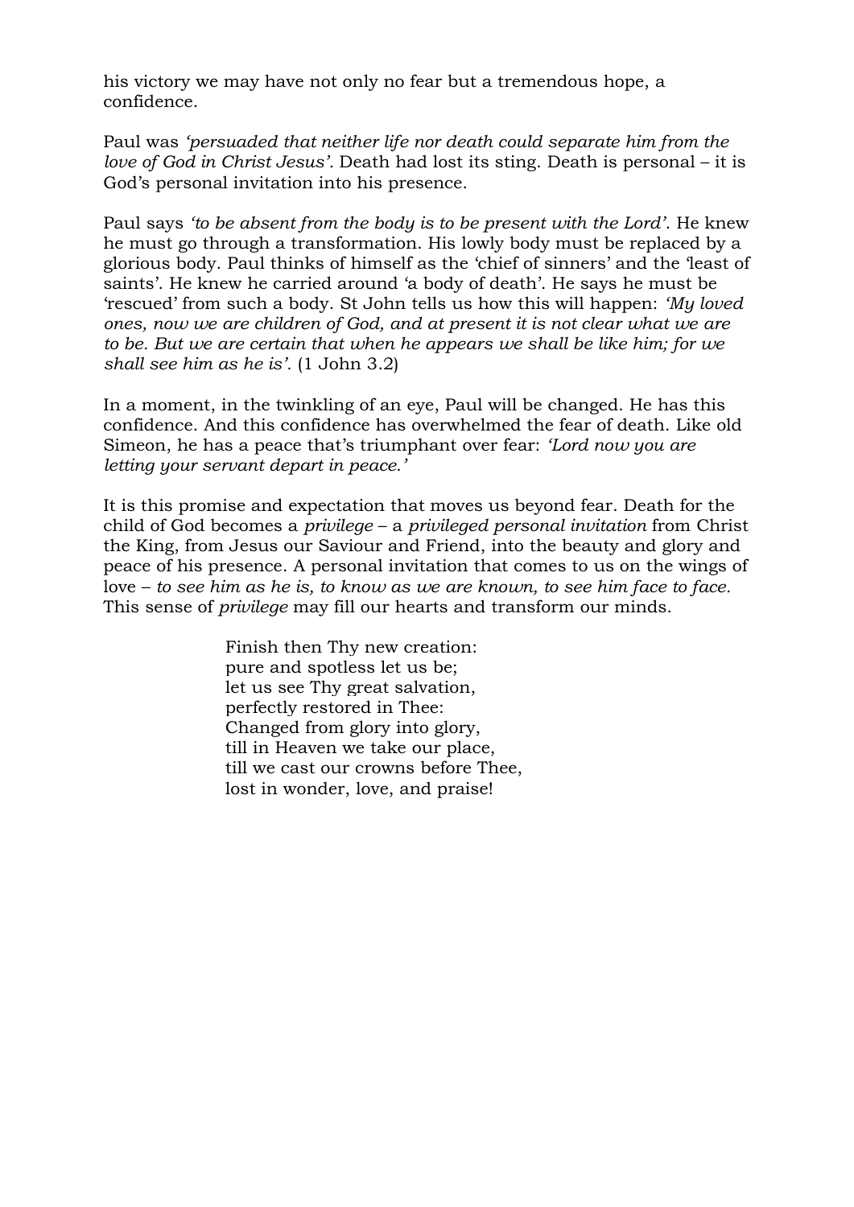his victory we may have not only no fear but a tremendous hope, a confidence.

Paul was *'persuaded that neither life nor death could separate him from the love of God in Christ Jesus'*. Death had lost its sting. Death is personal – it is God's personal invitation into his presence.

Paul says *'to be absent from the body is to be present with the Lord'*. He knew he must go through a transformation. His lowly body must be replaced by a glorious body. Paul thinks of himself as the 'chief of sinners' and the 'least of saints'. He knew he carried around 'a body of death'. He says he must be 'rescued' from such a body. St John tells us how this will happen: *'My loved ones, now we are children of God, and at present it is not clear what we are to be. But we are certain that when he appears we shall be like him; for we shall see him as he is'.* (1 John 3.2)

In a moment, in the twinkling of an eye, Paul will be changed. He has this confidence. And this confidence has overwhelmed the fear of death. Like old Simeon, he has a peace that's triumphant over fear: *'Lord now you are letting your servant depart in peace.'*

It is this promise and expectation that moves us beyond fear. Death for the child of God becomes a *privilege* – a *privileged personal invitation* from Christ the King, from Jesus our Saviour and Friend, into the beauty and glory and peace of his presence. A personal invitation that comes to us on the wings of love – *to see him as he is, to know as we are known, to see him face to face.* This sense of *privilege* may fill our hearts and transform our minds.

> Finish then Thy new creation:
> pure and spotless let us be;
> let us see Thy great salvation,
> perfectly restored in Thee:
> Changed from glory into glory,
> till in Heaven we take our place,
> till we cast our crowns before Thee,
> lost in wonder, love, and praise!